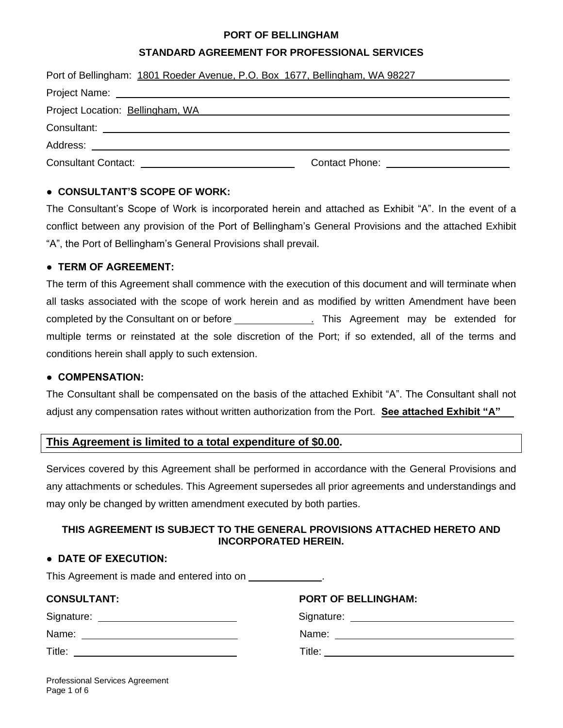# PORT OF BELLINGHAM

## STANDARD AGREEMENT FOR PROFESSIONAL SERVICES

Port of Bellingham: 1801 Roeder Avenue, P.O. Box 1677, Bellingham, WA 98227

Project Name: ______________________________

Project Location: Bellingham, WA

Consultant: ______________________________

Address: ______________________________

Consultant Contact: ______________________ Contact Phone: ______________________

### ● CONSULTANT'S SCOPE OF WORK:

The Consultant's Scope of Work is incorporated herein and attached as Exhibit "A". In the event of a conflict between any provision of the Port of Bellingham's General Provisions and the attached Exhibit "A", the Port of Bellingham's General Provisions shall prevail.

### ● TERM OF AGREEMENT:

The term of this Agreement shall commence with the execution of this document and will terminate when all tasks associated with the scope of work herein and as modified by written Amendment have been completed by the Consultant on or before ______________. This Agreement may be extended for multiple terms or reinstated at the sole discretion of the Port; if so extended, all of the terms and conditions herein shall apply to such extension.

### ● COMPENSATION:

The Consultant shall be compensated on the basis of the attached Exhibit "A". The Consultant shall not adjust any compensation rates without written authorization from the Port. **See attached Exhibit "A"**

**This Agreement is limited to a total expenditure of $0.00.**

Services covered by this Agreement shall be performed in accordance with the General Provisions and any attachments or schedules. This Agreement supersedes all prior agreements and understandings and may only be changed by written amendment executed by both parties.

**THIS AGREEMENT IS SUBJECT TO THE GENERAL PROVISIONS ATTACHED HERETO AND INCORPORATED HEREIN.**

### ● DATE OF EXECUTION:

This Agreement is made and entered into on ______________.

**CONSULTANT:**

Signature: ______________________

Name: ______________________

Title: ______________________

**PORT OF BELLINGHAM:**

Signature: ______________________

Name: ______________________

Title: ______________________

Professional Services Agreement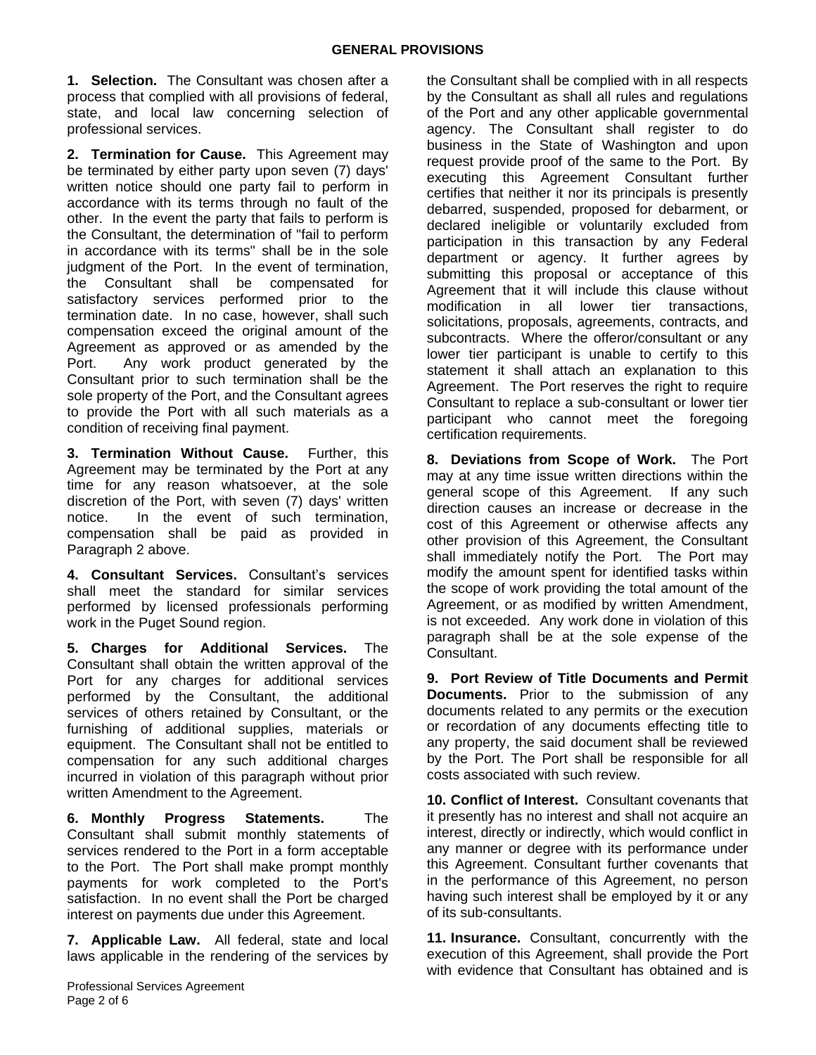## GENERAL PROVISIONS

**1. Selection.** The Consultant was chosen after a process that complied with all provisions of federal, state, and local law concerning selection of professional services.

**2. Termination for Cause.** This Agreement may be terminated by either party upon seven (7) days' written notice should one party fail to perform in accordance with its terms through no fault of the other. In the event the party that fails to perform is the Consultant, the determination of "fail to perform in accordance with its terms" shall be in the sole judgment of the Port. In the event of termination, the Consultant shall be compensated for satisfactory services performed prior to the termination date. In no case, however, shall such compensation exceed the original amount of the Agreement as approved or as amended by the Port. Any work product generated by the Consultant prior to such termination shall be the sole property of the Port, and the Consultant agrees to provide the Port with all such materials as a condition of receiving final payment.

**3. Termination Without Cause.** Further, this Agreement may be terminated by the Port at any time for any reason whatsoever, at the sole discretion of the Port, with seven (7) days' written notice. In the event of such termination, compensation shall be paid as provided in Paragraph 2 above.

**4. Consultant Services.** Consultant's services shall meet the standard for similar services performed by licensed professionals performing work in the Puget Sound region.

**5. Charges for Additional Services.** The Consultant shall obtain the written approval of the Port for any charges for additional services performed by the Consultant, the additional services of others retained by Consultant, or the furnishing of additional supplies, materials or equipment. The Consultant shall not be entitled to compensation for any such additional charges incurred in violation of this paragraph without prior written Amendment to the Agreement.

**6. Monthly Progress Statements.** The Consultant shall submit monthly statements of services rendered to the Port in a form acceptable to the Port. The Port shall make prompt monthly payments for work completed to the Port's satisfaction. In no event shall the Port be charged interest on payments due under this Agreement.

**7. Applicable Law.** All federal, state and local laws applicable in the rendering of the services by the Consultant shall be complied with in all respects by the Consultant as shall all rules and regulations of the Port and any other applicable governmental agency. The Consultant shall register to do business in the State of Washington and upon request provide proof of the same to the Port. By executing this Agreement Consultant further certifies that neither it nor its principals is presently debarred, suspended, proposed for debarment, or declared ineligible or voluntarily excluded from participation in this transaction by any Federal department or agency. It further agrees by submitting this proposal or acceptance of this Agreement that it will include this clause without modification in all lower tier transactions, solicitations, proposals, agreements, contracts, and subcontracts. Where the offeror/consultant or any lower tier participant is unable to certify to this statement it shall attach an explanation to this Agreement. The Port reserves the right to require Consultant to replace a sub-consultant or lower tier participant who cannot meet the foregoing certification requirements.

**8. Deviations from Scope of Work.** The Port may at any time issue written directions within the general scope of this Agreement. If any such direction causes an increase or decrease in the cost of this Agreement or otherwise affects any other provision of this Agreement, the Consultant shall immediately notify the Port. The Port may modify the amount spent for identified tasks within the scope of work providing the total amount of the Agreement, or as modified by written Amendment, is not exceeded. Any work done in violation of this paragraph shall be at the sole expense of the Consultant.

**9. Port Review of Title Documents and Permit Documents.** Prior to the submission of any documents related to any permits or the execution or recordation of any documents effecting title to any property, the said document shall be reviewed by the Port. The Port shall be responsible for all costs associated with such review.

**10. Conflict of Interest.** Consultant covenants that it presently has no interest and shall not acquire an interest, directly or indirectly, which would conflict in any manner or degree with its performance under this Agreement. Consultant further covenants that in the performance of this Agreement, no person having such interest shall be employed by it or any of its sub-consultants.

**11. Insurance.** Consultant, concurrently with the execution of this Agreement, shall provide the Port with evidence that Consultant has obtained and is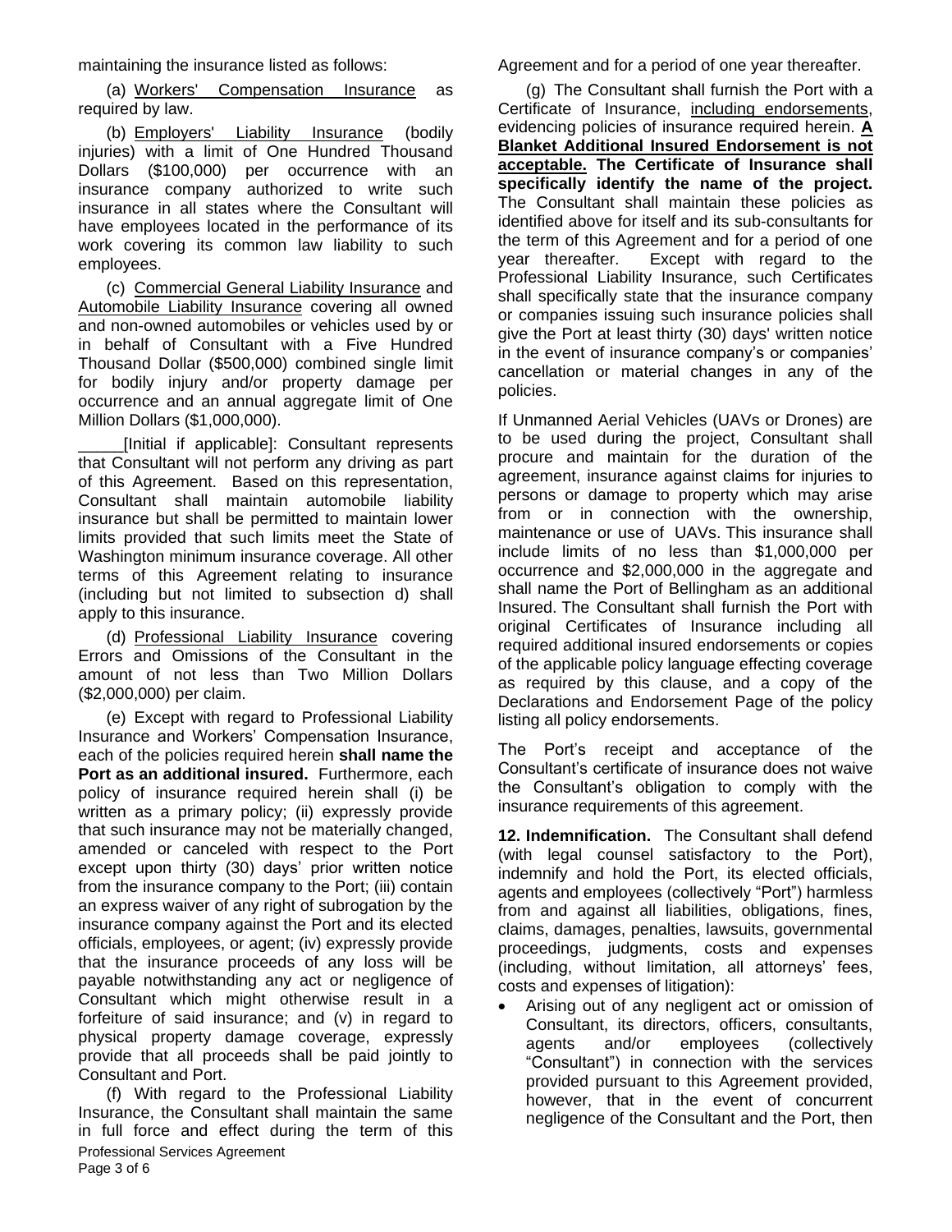maintaining the insurance listed as follows:

(a) Workers' Compensation Insurance as required by law.

(b) Employers' Liability Insurance (bodily injuries) with a limit of One Hundred Thousand Dollars ($100,000) per occurrence with an insurance company authorized to write such insurance in all states where the Consultant will have employees located in the performance of its work covering its common law liability to such employees.

(c) Commercial General Liability Insurance and Automobile Liability Insurance covering all owned and non-owned automobiles or vehicles used by or in behalf of Consultant with a Five Hundred Thousand Dollar ($500,000) combined single limit for bodily injury and/or property damage per occurrence and an annual aggregate limit of One Million Dollars ($1,000,000).

_____[Initial if applicable]: Consultant represents that Consultant will not perform any driving as part of this Agreement. Based on this representation, Consultant shall maintain automobile liability insurance but shall be permitted to maintain lower limits provided that such limits meet the State of Washington minimum insurance coverage. All other terms of this Agreement relating to insurance (including but not limited to subsection d) shall apply to this insurance.

(d) Professional Liability Insurance covering Errors and Omissions of the Consultant in the amount of not less than Two Million Dollars ($2,000,000) per claim.

(e) Except with regard to Professional Liability Insurance and Workers' Compensation Insurance, each of the policies required herein **shall name the Port as an additional insured.** Furthermore, each policy of insurance required herein shall (i) be written as a primary policy; (ii) expressly provide that such insurance may not be materially changed, amended or canceled with respect to the Port except upon thirty (30) days' prior written notice from the insurance company to the Port; (iii) contain an express waiver of any right of subrogation by the insurance company against the Port and its elected officials, employees, or agent; (iv) expressly provide that the insurance proceeds of any loss will be payable notwithstanding any act or negligence of Consultant which might otherwise result in a forfeiture of said insurance; and (v) in regard to physical property damage coverage, expressly provide that all proceeds shall be paid jointly to Consultant and Port.

(f) With regard to the Professional Liability Insurance, the Consultant shall maintain the same in full force and effect during the term of this Agreement and for a period of one year thereafter.

(g) The Consultant shall furnish the Port with a Certificate of Insurance, including endorsements, evidencing policies of insurance required herein. **A Blanket Additional Insured Endorsement is not acceptable. The Certificate of Insurance shall specifically identify the name of the project.** The Consultant shall maintain these policies as identified above for itself and its sub-consultants for the term of this Agreement and for a period of one year thereafter. Except with regard to the Professional Liability Insurance, such Certificates shall specifically state that the insurance company or companies issuing such insurance policies shall give the Port at least thirty (30) days' written notice in the event of insurance company's or companies' cancellation or material changes in any of the policies.

If Unmanned Aerial Vehicles (UAVs or Drones) are to be used during the project, Consultant shall procure and maintain for the duration of the agreement, insurance against claims for injuries to persons or damage to property which may arise from or in connection with the ownership, maintenance or use of UAVs. This insurance shall include limits of no less than $1,000,000 per occurrence and $2,000,000 in the aggregate and shall name the Port of Bellingham as an additional Insured. The Consultant shall furnish the Port with original Certificates of Insurance including all required additional insured endorsements or copies of the applicable policy language effecting coverage as required by this clause, and a copy of the Declarations and Endorsement Page of the policy listing all policy endorsements.

The Port's receipt and acceptance of the Consultant's certificate of insurance does not waive the Consultant's obligation to comply with the insurance requirements of this agreement.

**12. Indemnification.** The Consultant shall defend (with legal counsel satisfactory to the Port), indemnify and hold the Port, its elected officials, agents and employees (collectively "Port") harmless from and against all liabilities, obligations, fines, claims, damages, penalties, lawsuits, governmental proceedings, judgments, costs and expenses (including, without limitation, all attorneys' fees, costs and expenses of litigation):

- Arising out of any negligent act or omission of Consultant, its directors, officers, consultants, agents and/or employees (collectively "Consultant") in connection with the services provided pursuant to this Agreement provided, however, that in the event of concurrent negligence of the Consultant and the Port, then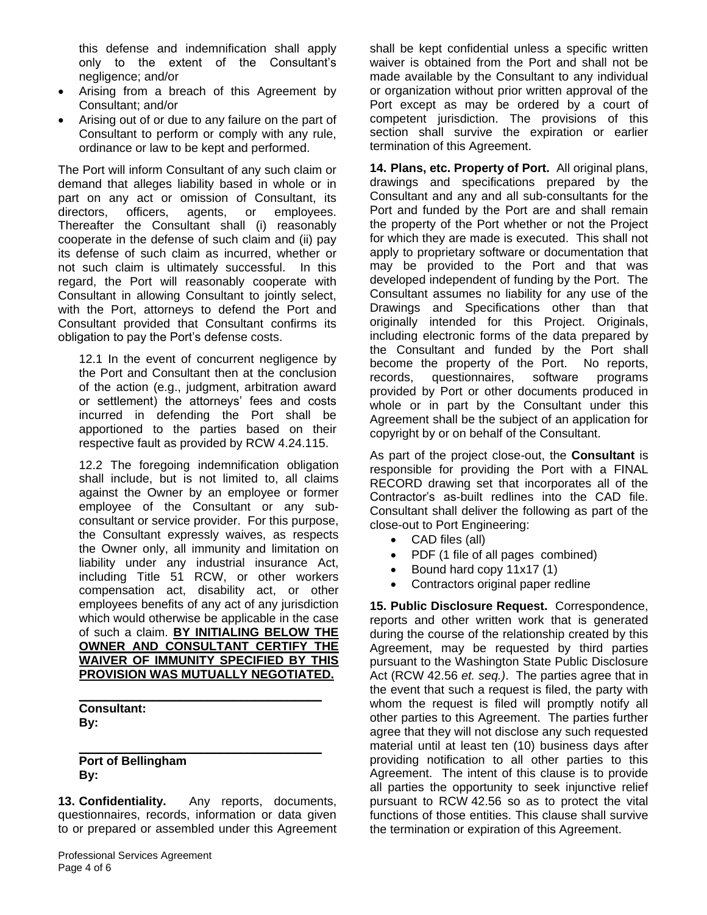this defense and indemnification shall apply only to the extent of the Consultant's negligence; and/or

- Arising from a breach of this Agreement by Consultant; and/or
- Arising out of or due to any failure on the part of Consultant to perform or comply with any rule, ordinance or law to be kept and performed.

The Port will inform Consultant of any such claim or demand that alleges liability based in whole or in part on any act or omission of Consultant, its directors, officers, agents, or employees. Thereafter the Consultant shall (i) reasonably cooperate in the defense of such claim and (ii) pay its defense of such claim as incurred, whether or not such claim is ultimately successful. In this regard, the Port will reasonably cooperate with Consultant in allowing Consultant to jointly select, with the Port, attorneys to defend the Port and Consultant provided that Consultant confirms its obligation to pay the Port's defense costs.

12.1 In the event of concurrent negligence by the Port and Consultant then at the conclusion of the action (e.g., judgment, arbitration award or settlement) the attorneys' fees and costs incurred in defending the Port shall be apportioned to the parties based on their respective fault as provided by RCW 4.24.115.

12.2 The foregoing indemnification obligation shall include, but is not limited to, all claims against the Owner by an employee or former employee of the Consultant or any sub-consultant or service provider. For this purpose, the Consultant expressly waives, as respects the Owner only, all immunity and limitation on liability under any industrial insurance Act, including Title 51 RCW, or other workers compensation act, disability act, or other employees benefits of any act of any jurisdiction which would otherwise be applicable in the case of such a claim. **BY INITIALING BELOW THE OWNER AND CONSULTANT CERTIFY THE WAIVER OF IMMUNITY SPECIFIED BY THIS PROVISION WAS MUTUALLY NEGOTIATED.**

\_\_\_\_\_\_\_\_\_\_\_\_\_\_\_\_\_\_\_\_\_\_\_\_\_\_\_\_\_\_\_\_\_\_\_\_

**Consultant:**
**By:**

\_\_\_\_\_\_\_\_\_\_\_\_\_\_\_\_\_\_\_\_\_\_\_\_\_\_\_\_\_\_\_\_\_\_\_\_

**Port of Bellingham**
**By:**

**13. Confidentiality.** Any reports, documents, questionnaires, records, information or data given to or prepared or assembled under this Agreement shall be kept confidential unless a specific written waiver is obtained from the Port and shall not be made available by the Consultant to any individual or organization without prior written approval of the Port except as may be ordered by a court of competent jurisdiction. The provisions of this section shall survive the expiration or earlier termination of this Agreement.

**14. Plans, etc. Property of Port.** All original plans, drawings and specifications prepared by the Consultant and any and all sub-consultants for the Port and funded by the Port are and shall remain the property of the Port whether or not the Project for which they are made is executed. This shall not apply to proprietary software or documentation that may be provided to the Port and that was developed independent of funding by the Port. The Consultant assumes no liability for any use of the Drawings and Specifications other than that originally intended for this Project. Originals, including electronic forms of the data prepared by the Consultant and funded by the Port shall become the property of the Port. No reports, records, questionnaires, software programs provided by Port or other documents produced in whole or in part by the Consultant under this Agreement shall be the subject of an application for copyright by or on behalf of the Consultant.

As part of the project close-out, the **Consultant** is responsible for providing the Port with a FINAL RECORD drawing set that incorporates all of the Contractor's as-built redlines into the CAD file. Consultant shall deliver the following as part of the close-out to Port Engineering:

- CAD files (all)
- PDF (1 file of all pages combined)
- Bound hard copy 11x17 (1)
- Contractors original paper redline

**15. Public Disclosure Request.** Correspondence, reports and other written work that is generated during the course of the relationship created by this Agreement, may be requested by third parties pursuant to the Washington State Public Disclosure Act (RCW 42.56 *et. seq.)*. The parties agree that in the event that such a request is filed, the party with whom the request is filed will promptly notify all other parties to this Agreement. The parties further agree that they will not disclose any such requested material until at least ten (10) business days after providing notification to all other parties to this Agreement. The intent of this clause is to provide all parties the opportunity to seek injunctive relief pursuant to RCW 42.56 so as to protect the vital functions of those entities. This clause shall survive the termination or expiration of this Agreement.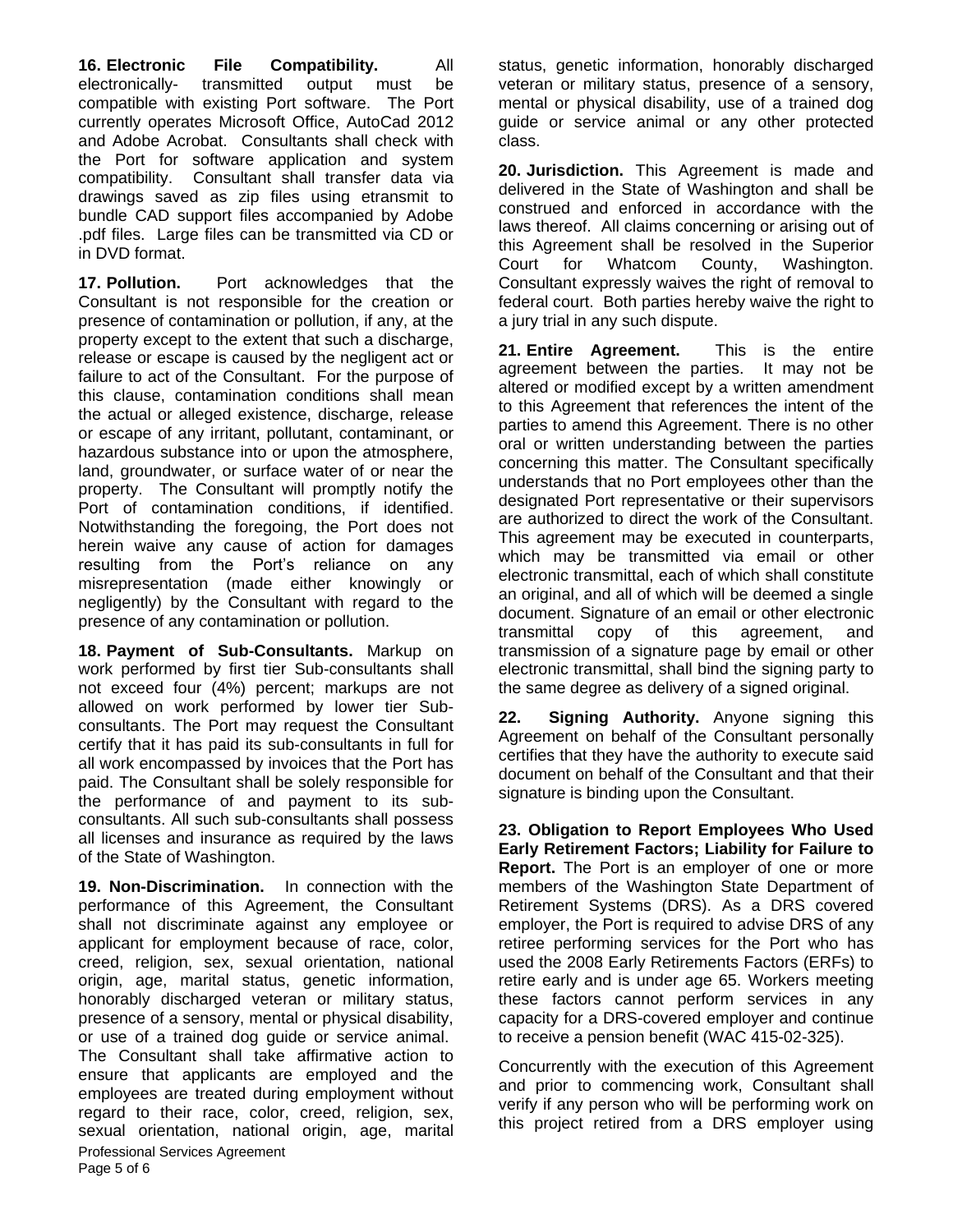**16. Electronic File Compatibility.** All electronically- transmitted output must be compatible with existing Port software. The Port currently operates Microsoft Office, AutoCad 2012 and Adobe Acrobat. Consultants shall check with the Port for software application and system compatibility. Consultant shall transfer data via drawings saved as zip files using etransmit to bundle CAD support files accompanied by Adobe .pdf files. Large files can be transmitted via CD or in DVD format.

**17. Pollution.** Port acknowledges that the Consultant is not responsible for the creation or presence of contamination or pollution, if any, at the property except to the extent that such a discharge, release or escape is caused by the negligent act or failure to act of the Consultant. For the purpose of this clause, contamination conditions shall mean the actual or alleged existence, discharge, release or escape of any irritant, pollutant, contaminant, or hazardous substance into or upon the atmosphere, land, groundwater, or surface water of or near the property. The Consultant will promptly notify the Port of contamination conditions, if identified. Notwithstanding the foregoing, the Port does not herein waive any cause of action for damages resulting from the Port's reliance on any misrepresentation (made either knowingly or negligently) by the Consultant with regard to the presence of any contamination or pollution.

**18. Payment of Sub-Consultants.** Markup on work performed by first tier Sub-consultants shall not exceed four (4%) percent; markups are not allowed on work performed by lower tier Sub-consultants. The Port may request the Consultant certify that it has paid its sub-consultants in full for all work encompassed by invoices that the Port has paid. The Consultant shall be solely responsible for the performance of and payment to its sub-consultants. All such sub-consultants shall possess all licenses and insurance as required by the laws of the State of Washington.

**19. Non-Discrimination.** In connection with the performance of this Agreement, the Consultant shall not discriminate against any employee or applicant for employment because of race, color, creed, religion, sex, sexual orientation, national origin, age, marital status, genetic information, honorably discharged veteran or military status, presence of a sensory, mental or physical disability, or use of a trained dog guide or service animal. The Consultant shall take affirmative action to ensure that applicants are employed and the employees are treated during employment without regard to their race, color, creed, religion, sex, sexual orientation, national origin, age, marital status, genetic information, honorably discharged veteran or military status, presence of a sensory, mental or physical disability, use of a trained dog guide or service animal or any other protected class.

**20. Jurisdiction.** This Agreement is made and delivered in the State of Washington and shall be construed and enforced in accordance with the laws thereof. All claims concerning or arising out of this Agreement shall be resolved in the Superior Court for Whatcom County, Washington. Consultant expressly waives the right of removal to federal court. Both parties hereby waive the right to a jury trial in any such dispute.

**21. Entire Agreement.** This is the entire agreement between the parties. It may not be altered or modified except by a written amendment to this Agreement that references the intent of the parties to amend this Agreement. There is no other oral or written understanding between the parties concerning this matter. The Consultant specifically understands that no Port employees other than the designated Port representative or their supervisors are authorized to direct the work of the Consultant. This agreement may be executed in counterparts, which may be transmitted via email or other electronic transmittal, each of which shall constitute an original, and all of which will be deemed a single document. Signature of an email or other electronic transmittal copy of this agreement, and transmission of a signature page by email or other electronic transmittal, shall bind the signing party to the same degree as delivery of a signed original.

**22. Signing Authority.** Anyone signing this Agreement on behalf of the Consultant personally certifies that they have the authority to execute said document on behalf of the Consultant and that their signature is binding upon the Consultant.

**23. Obligation to Report Employees Who Used Early Retirement Factors; Liability for Failure to Report.** The Port is an employer of one or more members of the Washington State Department of Retirement Systems (DRS). As a DRS covered employer, the Port is required to advise DRS of any retiree performing services for the Port who has used the 2008 Early Retirements Factors (ERFs) to retire early and is under age 65. Workers meeting these factors cannot perform services in any capacity for a DRS-covered employer and continue to receive a pension benefit (WAC 415-02-325).

Concurrently with the execution of this Agreement and prior to commencing work, Consultant shall verify if any person who will be performing work on this project retired from a DRS employer using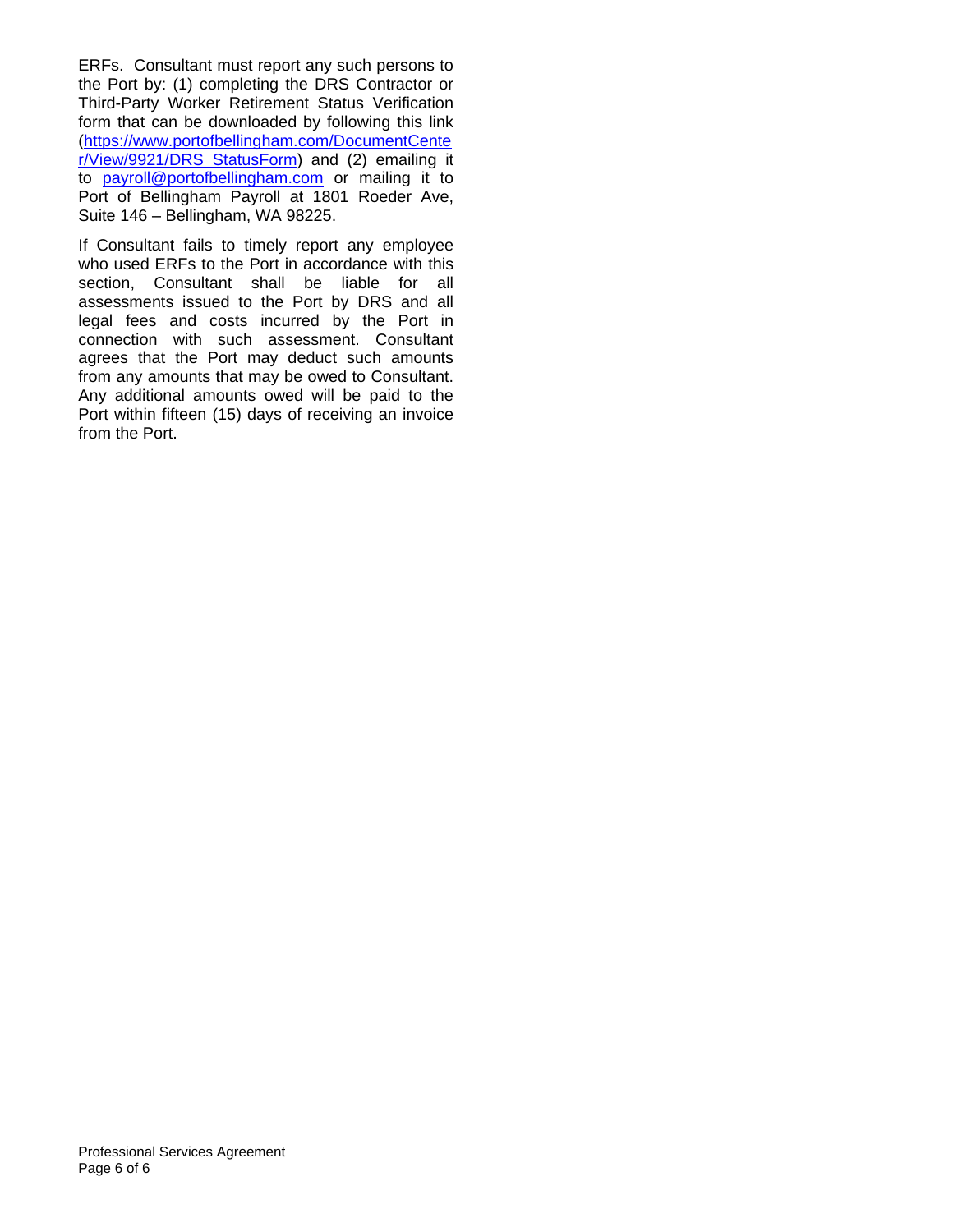ERFs. Consultant must report any such persons to the Port by: (1) completing the DRS Contractor or Third-Party Worker Retirement Status Verification form that can be downloaded by following this link (https://www.portofbellingham.com/DocumentCenter/View/9921/DRS_StatusForm) and (2) emailing it to payroll@portofbellingham.com or mailing it to Port of Bellingham Payroll at 1801 Roeder Ave, Suite 146 – Bellingham, WA 98225.

If Consultant fails to timely report any employee who used ERFs to the Port in accordance with this section, Consultant shall be liable for all assessments issued to the Port by DRS and all legal fees and costs incurred by the Port in connection with such assessment. Consultant agrees that the Port may deduct such amounts from any amounts that may be owed to Consultant. Any additional amounts owed will be paid to the Port within fifteen (15) days of receiving an invoice from the Port.